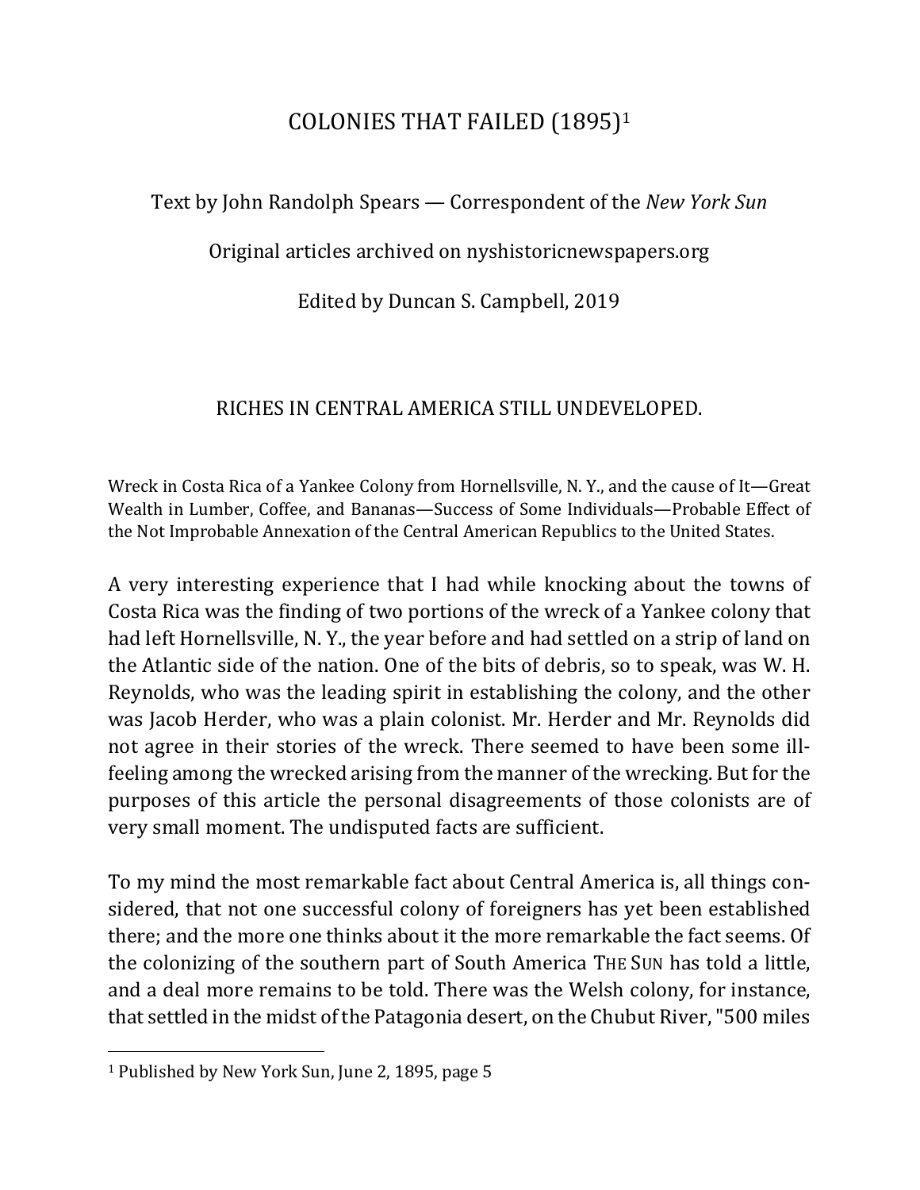# COLONIES THAT FAILED (1895)[1]

Text by John Randolph Spears — Correspondent of the *New York Sun*

Original articles archived on nyshistoricnewspapers.org

Edited by Duncan S. Campbell, 2019

## RICHES IN CENTRAL AMERICA STILL UNDEVELOPED.

Wreck in Costa Rica of a Yankee Colony from Hornellsville, N. Y., and the cause of It—Great Wealth in Lumber, Coffee, and Bananas—Success of Some Individuals—Probable Effect of the Not Improbable Annexation of the Central American Republics to the United States.

A very interesting experience that I had while knocking about the towns of Costa Rica was the finding of two portions of the wreck of a Yankee colony that had left Hornellsville, N. Y., the year before and had settled on a strip of land on the Atlantic side of the nation. One of the bits of debris, so to speak, was W. H. Reynolds, who was the leading spirit in establishing the colony, and the other was Jacob Herder, who was a plain colonist. Mr. Herder and Mr. Reynolds did not agree in their stories of the wreck. There seemed to have been some ill-feeling among the wrecked arising from the manner of the wrecking. But for the purposes of this article the personal disagreements of those colonists are of very small moment. The undisputed facts are sufficient.

To my mind the most remarkable fact about Central America is, all things considered, that not one successful colony of foreigners has yet been established there; and the more one thinks about it the more remarkable the fact seems. Of the colonizing of the southern part of South America THE SUN has told a little, and a deal more remains to be told. There was the Welsh colony, for instance, that settled in the midst of the Patagonia desert, on the Chubut River, "500 miles

[1] Published by New York Sun, June 2, 1895, page 5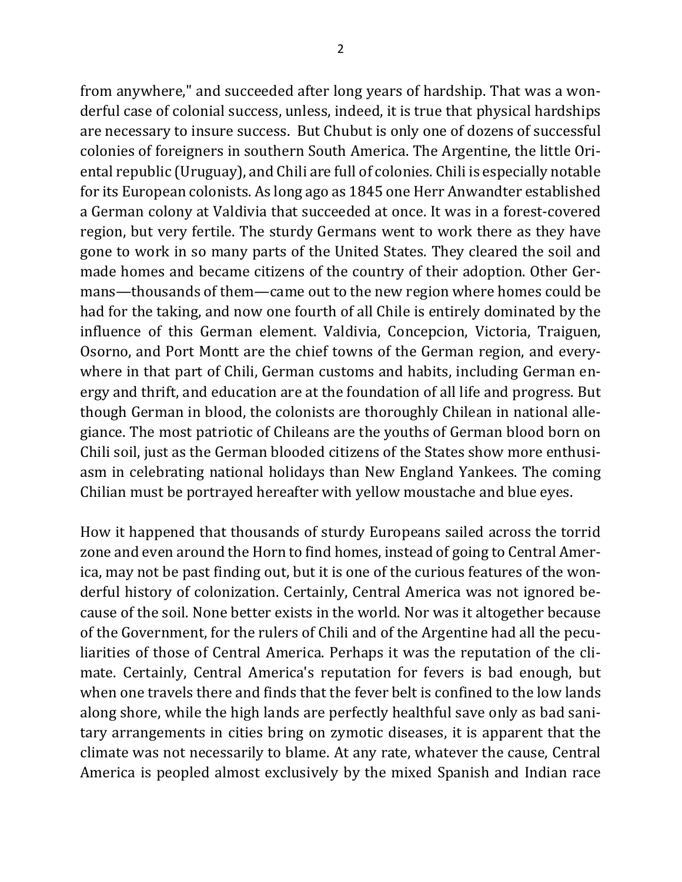from anywhere," and succeeded after long years of hardship. That was a wonderful case of colonial success, unless, indeed, it is true that physical hardships are necessary to insure success. But Chubut is only one of dozens of successful colonies of foreigners in southern South America. The Argentine, the little Oriental republic (Uruguay), and Chili are full of colonies. Chili is especially notable for its European colonists. As long ago as 1845 one Herr Anwandter established a German colony at Valdivia that succeeded at once. It was in a forest-covered region, but very fertile. The sturdy Germans went to work there as they have gone to work in so many parts of the United States. They cleared the soil and made homes and became citizens of the country of their adoption. Other Germans—thousands of them—came out to the new region where homes could be had for the taking, and now one fourth of all Chile is entirely dominated by the influence of this German element. Valdivia, Concepcion, Victoria, Traiguen, Osorno, and Port Montt are the chief towns of the German region, and everywhere in that part of Chili, German customs and habits, including German energy and thrift, and education are at the foundation of all life and progress. But though German in blood, the colonists are thoroughly Chilean in national allegiance. The most patriotic of Chileans are the youths of German blood born on Chili soil, just as the German blooded citizens of the States show more enthusiasm in celebrating national holidays than New England Yankees. The coming Chilian must be portrayed hereafter with yellow moustache and blue eyes.

How it happened that thousands of sturdy Europeans sailed across the torrid zone and even around the Horn to find homes, instead of going to Central America, may not be past finding out, but it is one of the curious features of the wonderful history of colonization. Certainly, Central America was not ignored because of the soil. None better exists in the world. Nor was it altogether because of the Government, for the rulers of Chili and of the Argentine had all the peculiarities of those of Central America. Perhaps it was the reputation of the climate. Certainly, Central America's reputation for fevers is bad enough, but when one travels there and finds that the fever belt is confined to the low lands along shore, while the high lands are perfectly healthful save only as bad sanitary arrangements in cities bring on zymotic diseases, it is apparent that the climate was not necessarily to blame. At any rate, whatever the cause, Central America is peopled almost exclusively by the mixed Spanish and Indian race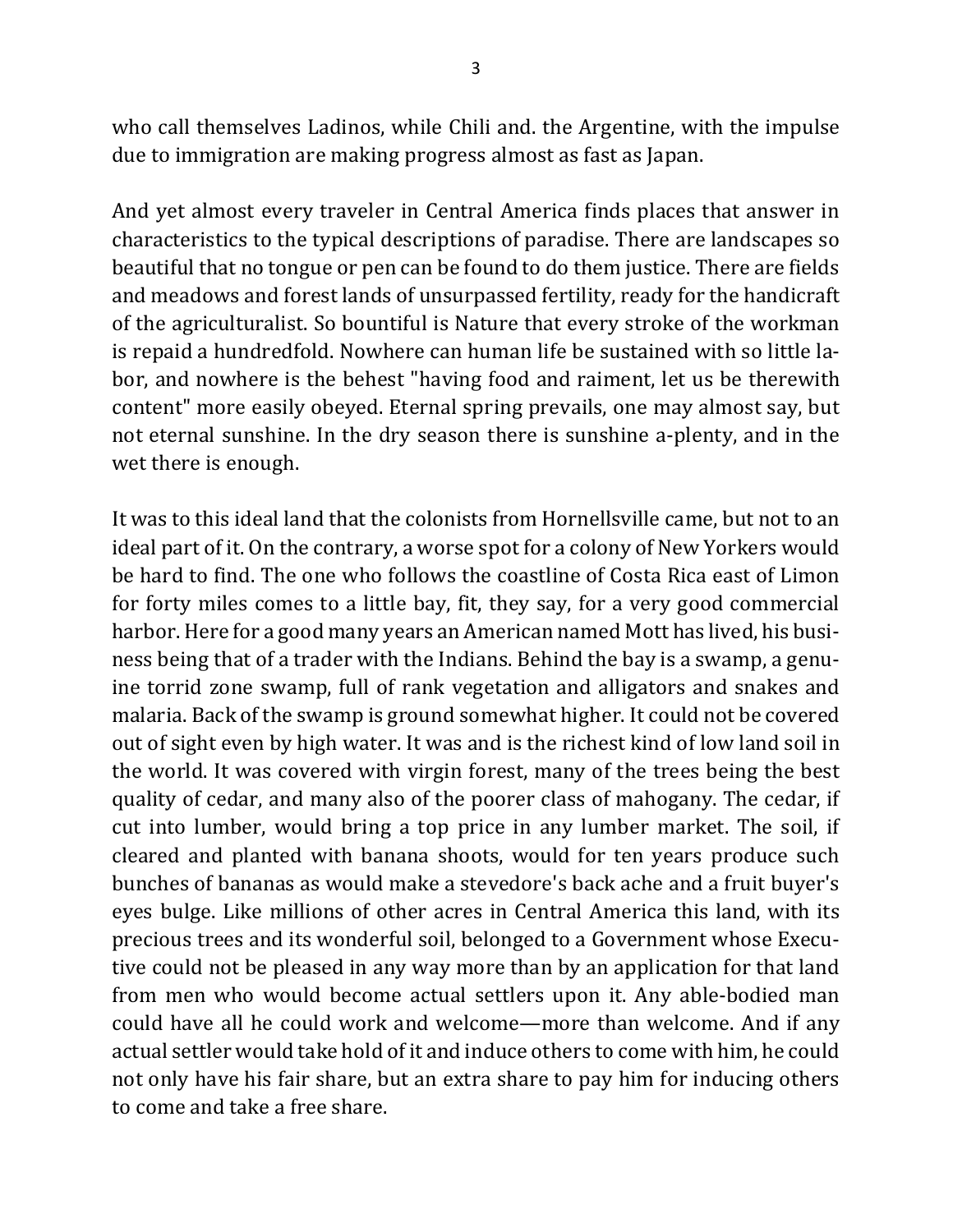who call themselves Ladinos, while Chili and. the Argentine, with the impulse due to immigration are making progress almost as fast as Japan.

And yet almost every traveler in Central America finds places that answer in characteristics to the typical descriptions of paradise. There are landscapes so beautiful that no tongue or pen can be found to do them justice. There are fields and meadows and forest lands of unsurpassed fertility, ready for the handicraft of the agriculturalist. So bountiful is Nature that every stroke of the workman is repaid a hundredfold. Nowhere can human life be sustained with so little labor, and nowhere is the behest "having food and raiment, let us be therewith content" more easily obeyed. Eternal spring prevails, one may almost say, but not eternal sunshine. In the dry season there is sunshine a-plenty, and in the wet there is enough.

It was to this ideal land that the colonists from Hornellsville came, but not to an ideal part of it. On the contrary, a worse spot for a colony of New Yorkers would be hard to find. The one who follows the coastline of Costa Rica east of Limon for forty miles comes to a little bay, fit, they say, for a very good commercial harbor. Here for a good many years an American named Mott has lived, his business being that of a trader with the Indians. Behind the bay is a swamp, a genuine torrid zone swamp, full of rank vegetation and alligators and snakes and malaria. Back of the swamp is ground somewhat higher. It could not be covered out of sight even by high water. It was and is the richest kind of low land soil in the world. It was covered with virgin forest, many of the trees being the best quality of cedar, and many also of the poorer class of mahogany. The cedar, if cut into lumber, would bring a top price in any lumber market. The soil, if cleared and planted with banana shoots, would for ten years produce such bunches of bananas as would make a stevedore's back ache and a fruit buyer's eyes bulge. Like millions of other acres in Central America this land, with its precious trees and its wonderful soil, belonged to a Government whose Executive could not be pleased in any way more than by an application for that land from men who would become actual settlers upon it. Any able-bodied man could have all he could work and welcome—more than welcome. And if any actual settler would take hold of it and induce others to come with him, he could not only have his fair share, but an extra share to pay him for inducing others to come and take a free share.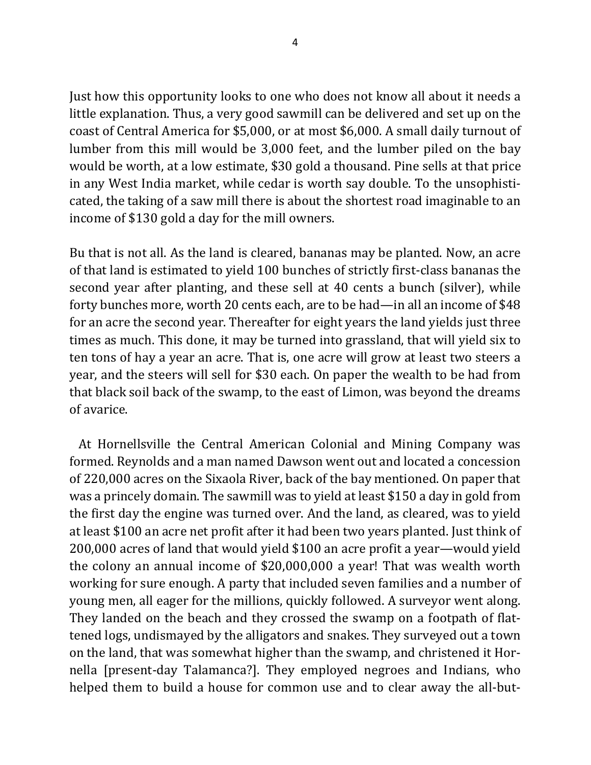Just how this opportunity looks to one who does not know all about it needs a little explanation. Thus, a very good sawmill can be delivered and set up on the coast of Central America for $5,000, or at most $6,000. A small daily turnout of lumber from this mill would be 3,000 feet, and the lumber piled on the bay would be worth, at a low estimate, $30 gold a thousand. Pine sells at that price in any West India market, while cedar is worth say double. To the unsophisticated, the taking of a saw mill there is about the shortest road imaginable to an income of $130 gold a day for the mill owners.

Bu that is not all. As the land is cleared, bananas may be planted. Now, an acre of that land is estimated to yield 100 bunches of strictly first-class bananas the second year after planting, and these sell at 40 cents a bunch (silver), while forty bunches more, worth 20 cents each, are to be had—in all an income of $48 for an acre the second year. Thereafter for eight years the land yields just three times as much. This done, it may be turned into grassland, that will yield six to ten tons of hay a year an acre. That is, one acre will grow at least two steers a year, and the steers will sell for $30 each. On paper the wealth to be had from that black soil back of the swamp, to the east of Limon, was beyond the dreams of avarice.

At Hornellsville the Central American Colonial and Mining Company was formed. Reynolds and a man named Dawson went out and located a concession of 220,000 acres on the Sixaola River, back of the bay mentioned. On paper that was a princely domain. The sawmill was to yield at least $150 a day in gold from the first day the engine was turned over. And the land, as cleared, was to yield at least $100 an acre net profit after it had been two years planted. Just think of 200,000 acres of land that would yield $100 an acre profit a year—would yield the colony an annual income of $20,000,000 a year! That was wealth worth working for sure enough. A party that included seven families and a number of young men, all eager for the millions, quickly followed. A surveyor went along. They landed on the beach and they crossed the swamp on a footpath of flattened logs, undismayed by the alligators and snakes. They surveyed out a town on the land, that was somewhat higher than the swamp, and christened it Hornella [present-day Talamanca?]. They employed negroes and Indians, who helped them to build a house for common use and to clear away the all-but-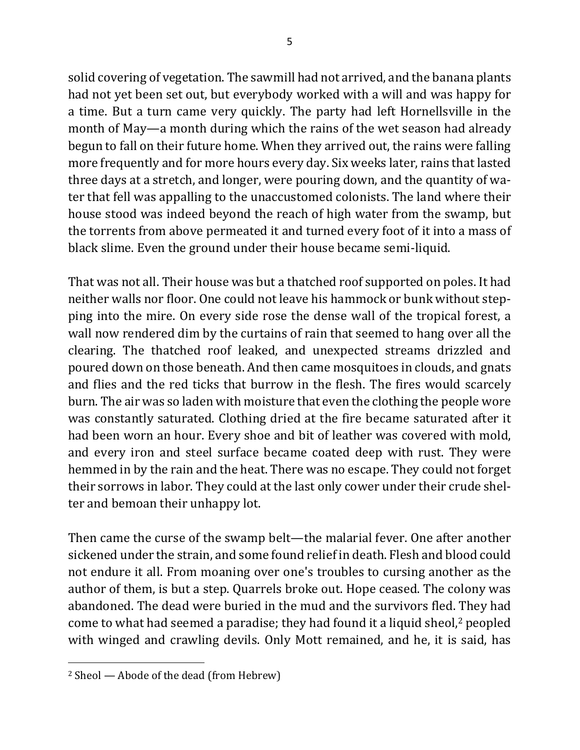solid covering of vegetation. The sawmill had not arrived, and the banana plants had not yet been set out, but everybody worked with a will and was happy for a time. But a turn came very quickly. The party had left Hornellsville in the month of May—a month during which the rains of the wet season had already begun to fall on their future home. When they arrived out, the rains were falling more frequently and for more hours every day. Six weeks later, rains that lasted three days at a stretch, and longer, were pouring down, and the quantity of water that fell was appalling to the unaccustomed colonists. The land where their house stood was indeed beyond the reach of high water from the swamp, but the torrents from above permeated it and turned every foot of it into a mass of black slime. Even the ground under their house became semi-liquid.

That was not all. Their house was but a thatched roof supported on poles. It had neither walls nor floor. One could not leave his hammock or bunk without stepping into the mire. On every side rose the dense wall of the tropical forest, a wall now rendered dim by the curtains of rain that seemed to hang over all the clearing. The thatched roof leaked, and unexpected streams drizzled and poured down on those beneath. And then came mosquitoes in clouds, and gnats and flies and the red ticks that burrow in the flesh. The fires would scarcely burn. The air was so laden with moisture that even the clothing the people wore was constantly saturated. Clothing dried at the fire became saturated after it had been worn an hour. Every shoe and bit of leather was covered with mold, and every iron and steel surface became coated deep with rust. They were hemmed in by the rain and the heat. There was no escape. They could not forget their sorrows in labor. They could at the last only cower under their crude shelter and bemoan their unhappy lot.

Then came the curse of the swamp belt—the malarial fever. One after another sickened under the strain, and some found relief in death. Flesh and blood could not endure it all. From moaning over one's troubles to cursing another as the author of them, is but a step. Quarrels broke out. Hope ceased. The colony was abandoned. The dead were buried in the mud and the survivors fled. They had come to what had seemed a paradise; they had found it a liquid sheol,[2] peopled with winged and crawling devils. Only Mott remained, and he, it is said, has

---

[2] Sheol — Abode of the dead (from Hebrew)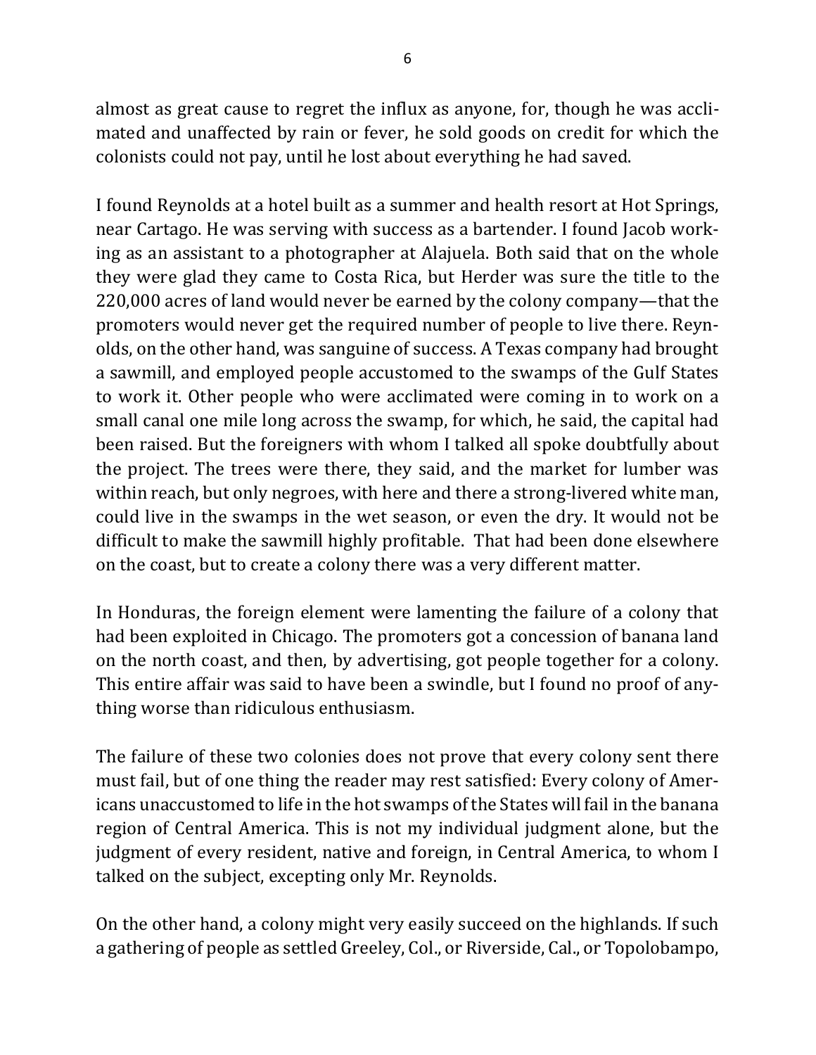almost as great cause to regret the influx as anyone, for, though he was acclimated and unaffected by rain or fever, he sold goods on credit for which the colonists could not pay, until he lost about everything he had saved.

I found Reynolds at a hotel built as a summer and health resort at Hot Springs, near Cartago. He was serving with success as a bartender. I found Jacob working as an assistant to a photographer at Alajuela. Both said that on the whole they were glad they came to Costa Rica, but Herder was sure the title to the 220,000 acres of land would never be earned by the colony company—that the promoters would never get the required number of people to live there. Reynolds, on the other hand, was sanguine of success. A Texas company had brought a sawmill, and employed people accustomed to the swamps of the Gulf States to work it. Other people who were acclimated were coming in to work on a small canal one mile long across the swamp, for which, he said, the capital had been raised. But the foreigners with whom I talked all spoke doubtfully about the project. The trees were there, they said, and the market for lumber was within reach, but only negroes, with here and there a strong-livered white man, could live in the swamps in the wet season, or even the dry. It would not be difficult to make the sawmill highly profitable. That had been done elsewhere on the coast, but to create a colony there was a very different matter.

In Honduras, the foreign element were lamenting the failure of a colony that had been exploited in Chicago. The promoters got a concession of banana land on the north coast, and then, by advertising, got people together for a colony. This entire affair was said to have been a swindle, but I found no proof of anything worse than ridiculous enthusiasm.

The failure of these two colonies does not prove that every colony sent there must fail, but of one thing the reader may rest satisfied: Every colony of Americans unaccustomed to life in the hot swamps of the States will fail in the banana region of Central America. This is not my individual judgment alone, but the judgment of every resident, native and foreign, in Central America, to whom I talked on the subject, excepting only Mr. Reynolds.

On the other hand, a colony might very easily succeed on the highlands. If such a gathering of people as settled Greeley, Col., or Riverside, Cal., or Topolobampo,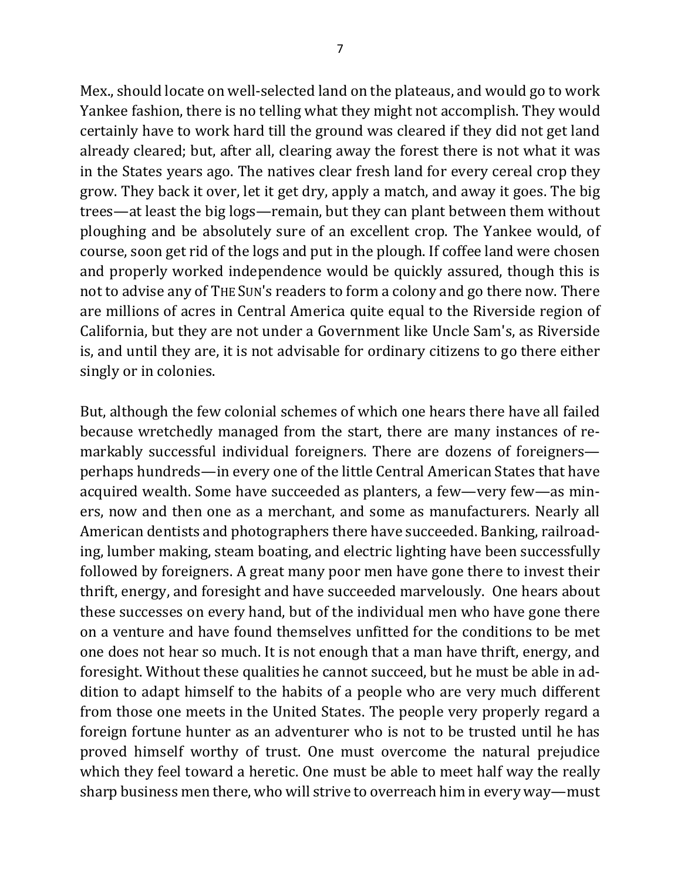Mex., should locate on well-selected land on the plateaus, and would go to work Yankee fashion, there is no telling what they might not accomplish. They would certainly have to work hard till the ground was cleared if they did not get land already cleared; but, after all, clearing away the forest there is not what it was in the States years ago. The natives clear fresh land for every cereal crop they grow. They back it over, let it get dry, apply a match, and away it goes. The big trees—at least the big logs—remain, but they can plant between them without ploughing and be absolutely sure of an excellent crop. The Yankee would, of course, soon get rid of the logs and put in the plough. If coffee land were chosen and properly worked independence would be quickly assured, though this is not to advise any of THE SUN's readers to form a colony and go there now. There are millions of acres in Central America quite equal to the Riverside region of California, but they are not under a Government like Uncle Sam's, as Riverside is, and until they are, it is not advisable for ordinary citizens to go there either singly or in colonies.

But, although the few colonial schemes of which one hears there have all failed because wretchedly managed from the start, there are many instances of remarkably successful individual foreigners. There are dozens of foreigners—perhaps hundreds—in every one of the little Central American States that have acquired wealth. Some have succeeded as planters, a few—very few—as miners, now and then one as a merchant, and some as manufacturers. Nearly all American dentists and photographers there have succeeded. Banking, railroading, lumber making, steam boating, and electric lighting have been successfully followed by foreigners. A great many poor men have gone there to invest their thrift, energy, and foresight and have succeeded marvelously. One hears about these successes on every hand, but of the individual men who have gone there on a venture and have found themselves unfitted for the conditions to be met one does not hear so much. It is not enough that a man have thrift, energy, and foresight. Without these qualities he cannot succeed, but he must be able in addition to adapt himself to the habits of a people who are very much different from those one meets in the United States. The people very properly regard a foreign fortune hunter as an adventurer who is not to be trusted until he has proved himself worthy of trust. One must overcome the natural prejudice which they feel toward a heretic. One must be able to meet half way the really sharp business men there, who will strive to overreach him in every way—must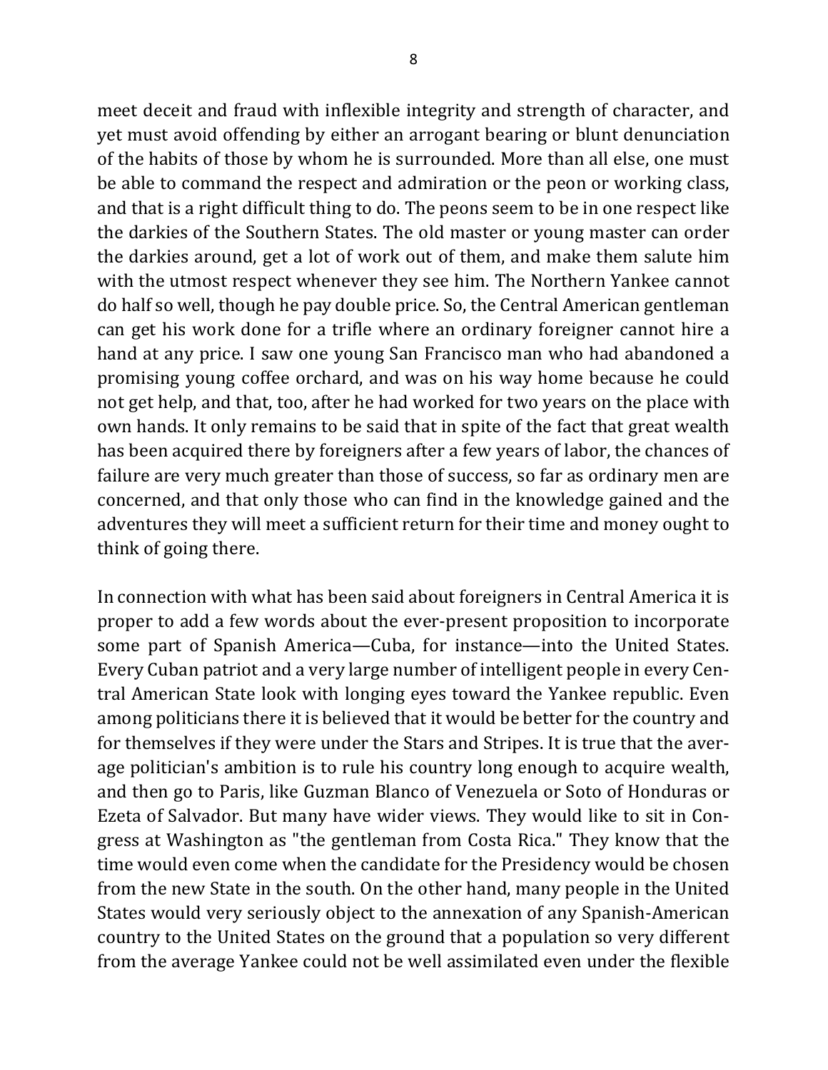meet deceit and fraud with inflexible integrity and strength of character, and yet must avoid offending by either an arrogant bearing or blunt denunciation of the habits of those by whom he is surrounded. More than all else, one must be able to command the respect and admiration or the peon or working class, and that is a right difficult thing to do. The peons seem to be in one respect like the darkies of the Southern States. The old master or young master can order the darkies around, get a lot of work out of them, and make them salute him with the utmost respect whenever they see him. The Northern Yankee cannot do half so well, though he pay double price. So, the Central American gentleman can get his work done for a trifle where an ordinary foreigner cannot hire a hand at any price. I saw one young San Francisco man who had abandoned a promising young coffee orchard, and was on his way home because he could not get help, and that, too, after he had worked for two years on the place with own hands. It only remains to be said that in spite of the fact that great wealth has been acquired there by foreigners after a few years of labor, the chances of failure are very much greater than those of success, so far as ordinary men are concerned, and that only those who can find in the knowledge gained and the adventures they will meet a sufficient return for their time and money ought to think of going there.

In connection with what has been said about foreigners in Central America it is proper to add a few words about the ever-present proposition to incorporate some part of Spanish America—Cuba, for instance—into the United States. Every Cuban patriot and a very large number of intelligent people in every Central American State look with longing eyes toward the Yankee republic. Even among politicians there it is believed that it would be better for the country and for themselves if they were under the Stars and Stripes. It is true that the average politician's ambition is to rule his country long enough to acquire wealth, and then go to Paris, like Guzman Blanco of Venezuela or Soto of Honduras or Ezeta of Salvador. But many have wider views. They would like to sit in Congress at Washington as "the gentleman from Costa Rica." They know that the time would even come when the candidate for the Presidency would be chosen from the new State in the south. On the other hand, many people in the United States would very seriously object to the annexation of any Spanish-American country to the United States on the ground that a population so very different from the average Yankee could not be well assimilated even under the flexible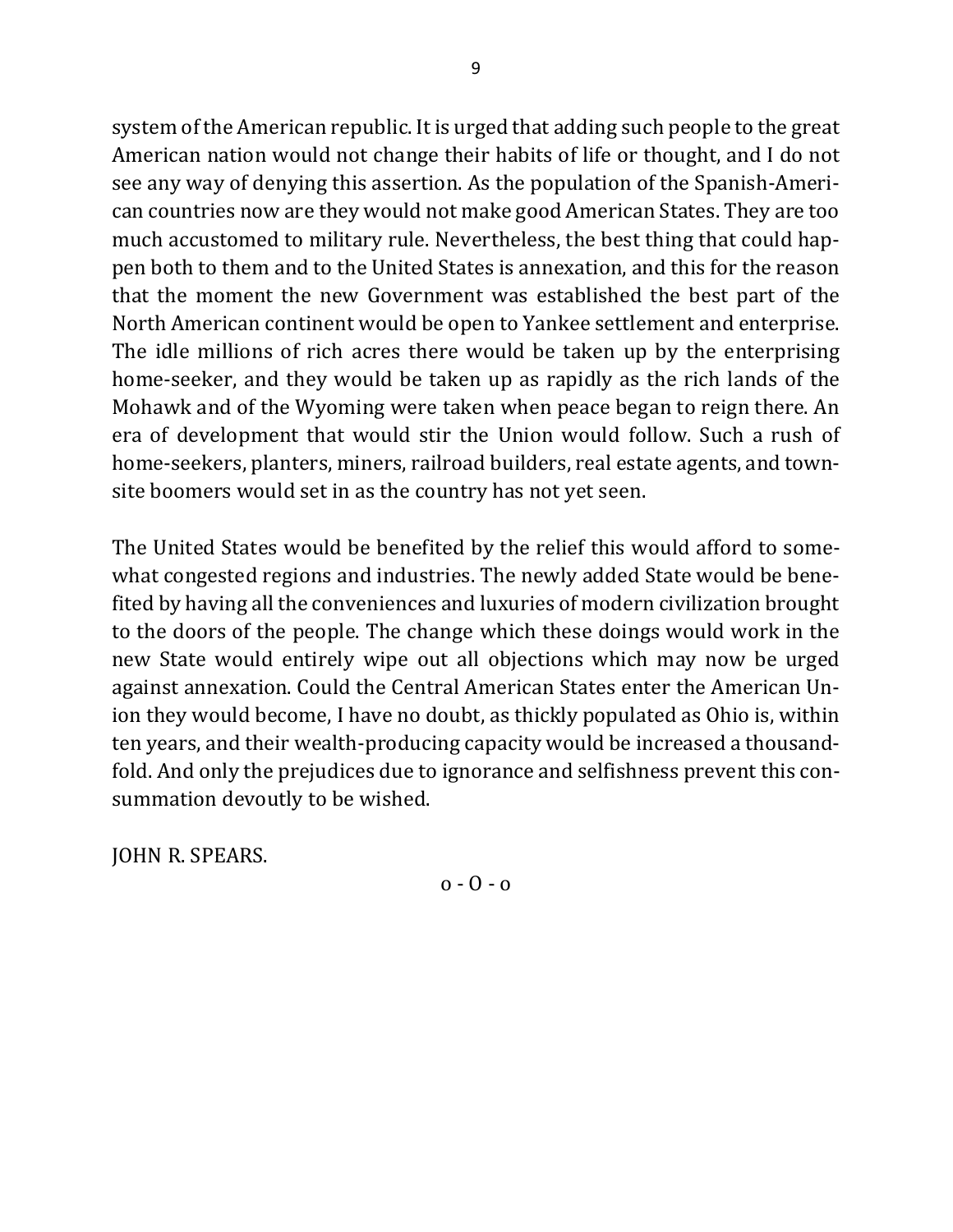system of the American republic. It is urged that adding such people to the great American nation would not change their habits of life or thought, and I do not see any way of denying this assertion. As the population of the Spanish-American countries now are they would not make good American States. They are too much accustomed to military rule. Nevertheless, the best thing that could happen both to them and to the United States is annexation, and this for the reason that the moment the new Government was established the best part of the North American continent would be open to Yankee settlement and enterprise. The idle millions of rich acres there would be taken up by the enterprising home-seeker, and they would be taken up as rapidly as the rich lands of the Mohawk and of the Wyoming were taken when peace began to reign there. An era of development that would stir the Union would follow. Such a rush of home-seekers, planters, miners, railroad builders, real estate agents, and town-site boomers would set in as the country has not yet seen.

The United States would be benefited by the relief this would afford to somewhat congested regions and industries. The newly added State would be benefited by having all the conveniences and luxuries of modern civilization brought to the doors of the people. The change which these doings would work in the new State would entirely wipe out all objections which may now be urged against annexation. Could the Central American States enter the American Union they would become, I have no doubt, as thickly populated as Ohio is, within ten years, and their wealth-producing capacity would be increased a thousandfold. And only the prejudices due to ignorance and selfishness prevent this consummation devoutly to be wished.

JOHN R. SPEARS.

o - O - o